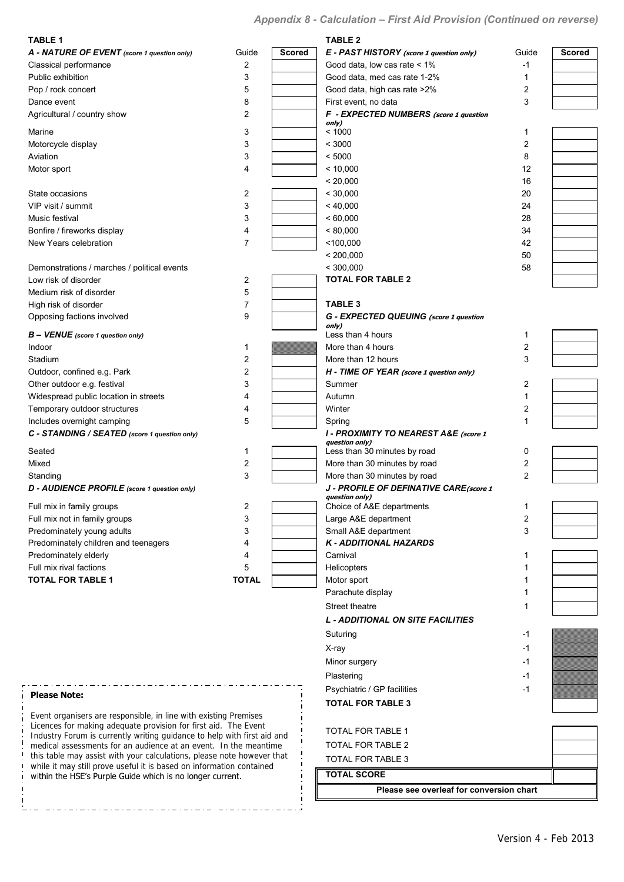## Appendix 8 - Calculation – First Aid Provision (Continued on reverse)

### TABLE 1

| A - NATURE OF EVENT (score 1 question only) | Guide | Scored |
|---|---|---|
| Classical performance | 2 | |
| Public exhibition | 3 | |
| Pop / rock concert | 5 | |
| Dance event | 8 | |
| Agricultural / country show | 2 | |
| Marine | 3 | |
| Motorcycle display | 3 | |
| Aviation | 3 | |
| Motor sport | 4 | |
| State occasions | 2 | |
| VIP visit / summit | 3 | |
| Music festival | 3 | |
| Bonfire / fireworks display | 4 | |
| New Years celebration | 7 | |
| Demonstrations / marches / political events | | |
| Low risk of disorder | 2 | |
| Medium risk of disorder | 5 | |
| High risk of disorder | 7 | |
| Opposing factions involved | 9 | |
| **B – VENUE (score 1 question only)** | | |
| Indoor | 1 | |
| Stadium | 2 | |
| Outdoor, confined e.g. Park | 2 | |
| Other outdoor e.g. festival | 3 | |
| Widespread public location in streets | 4 | |
| Temporary outdoor structures | 4 | |
| Includes overnight camping | 5 | |
| **C - STANDING / SEATED (score 1 question only)** | | |
| Seated | 1 | |
| Mixed | 2 | |
| Standing | 3 | |
| **D - AUDIENCE PROFILE (score 1 question only)** | | |
| Full mix in family groups | 2 | |
| Full mix not in family groups | 3 | |
| Predominately young adults | 3 | |
| Predominately children and teenagers | 4 | |
| Predominately elderly | 4 | |
| Full mix rival factions | 5 | |
| **TOTAL FOR TABLE 1** | **TOTAL** | |

### TABLE 2

| E - PAST HISTORY (score 1 question only) | Guide | Scored |
|---|---|---|
| Good data, low cas rate < 1% | -1 | |
| Good data, med cas rate 1-2% | 1 | |
| Good data, high cas rate >2% | 2 | |
| First event, no data | 3 | |
| **F - EXPECTED NUMBERS (score 1 question only)** | | |
| < 1000 | 1 | |
| < 3000 | 2 | |
| < 5000 | 8 | |
| < 10,000 | 12 | |
| < 20,000 | 16 | |
| < 30,000 | 20 | |
| < 40,000 | 24 | |
| < 60,000 | 28 | |
| < 80,000 | 34 | |
| <100,000 | 42 | |
| < 200,000 | 50 | |
| < 300,000 | 58 | |
| **TOTAL FOR TABLE 2** | | |

### TABLE 3

| G - EXPECTED QUEUING (score 1 question only) | Guide | Scored |
|---|---|---|
| Less than 4 hours | 1 | |
| More than 4 hours | 2 | |
| More than 12 hours | 3 | |
| **H - TIME OF YEAR (score 1 question only)** | | |
| Summer | 2 | |
| Autumn | 1 | |
| Winter | 2 | |
| Spring | 1 | |
| **I - PROXIMITY TO NEAREST A&E (score 1 question only)** | | |
| Less than 30 minutes by road | 0 | |
| More than 30 minutes by road | 2 | |
| More than 30 minutes by road | 2 | |
| **J - PROFILE OF DEFINATIVE CARE (score 1 question only)** | | |
| Choice of A&E departments | 1 | |
| Large A&E department | 2 | |
| Small A&E department | 3 | |
| **K - ADDITIONAL HAZARDS** | | |
| Carnival | 1 | |
| Helicopters | 1 | |
| Motor sport | 1 | |
| Parachute display | 1 | |
| Street theatre | 1 | |
| **L - ADDITIONAL ON SITE FACILITIES** | | |
| Suturing | -1 | |
| X-ray | -1 | |
| Minor surgery | -1 | |
| Plastering | -1 | |
| Psychiatric / GP facilities | -1 | |
| **TOTAL FOR TABLE 3** | | |

| | |
|---|---|
| TOTAL FOR TABLE 1 | |
| TOTAL FOR TABLE 2 | |
| TOTAL FOR TABLE 3 | |
| **TOTAL SCORE** | |

**Please see overleaf for conversion chart**

**Please Note:**

Event organisers are responsible, in line with existing Premises Licences for making adequate provision for first aid. The Event Industry Forum is currently writing guidance to help with first aid and medical assessments for an audience at an event. In the meantime this table may assist with your calculations, please note however that while it may still prove useful it is based on information contained within the HSE's Purple Guide which is no longer current.

Version 4 - Feb 2013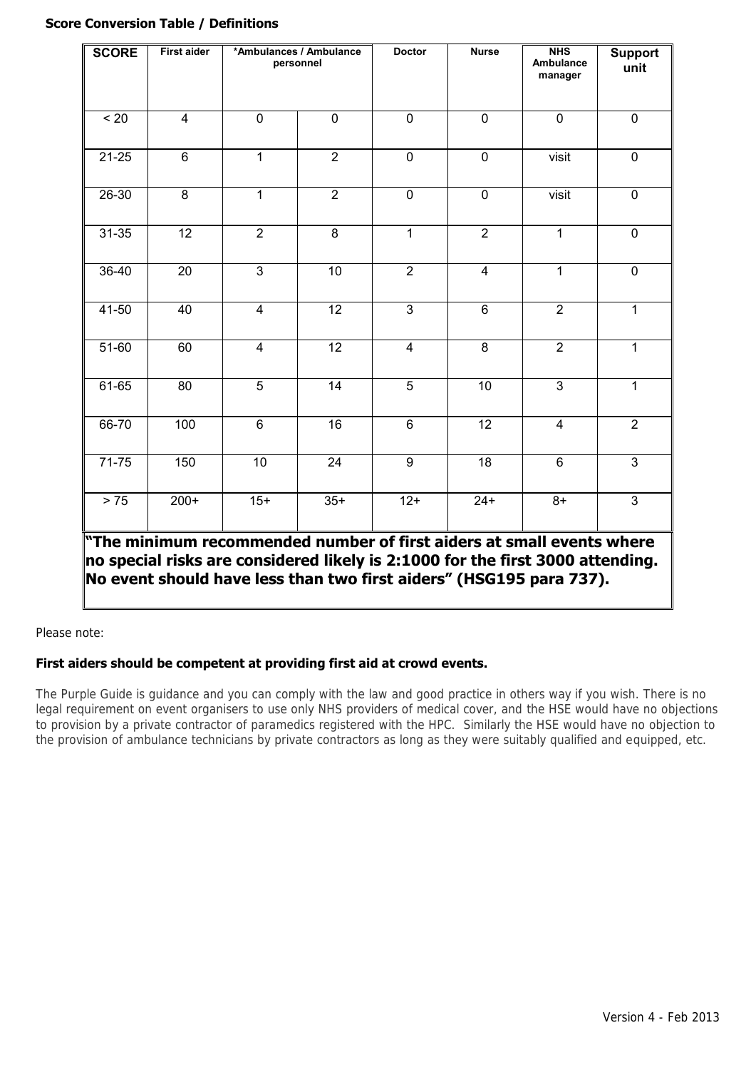**Score Conversion Table / Definitions**

| SCORE | First aider | *Ambulances / Ambulance personnel | | Doctor | Nurse | NHS Ambulance manager | Support unit |
|---|---|---|---|---|---|---|---|
| < 20 | 4 | 0 | 0 | 0 | 0 | 0 | 0 |
| 21-25 | 6 | 1 | 2 | 0 | 0 | visit | 0 |
| 26-30 | 8 | 1 | 2 | 0 | 0 | visit | 0 |
| 31-35 | 12 | 2 | 8 | 1 | 2 | 1 | 0 |
| 36-40 | 20 | 3 | 10 | 2 | 4 | 1 | 0 |
| 41-50 | 40 | 4 | 12 | 3 | 6 | 2 | 1 |
| 51-60 | 60 | 4 | 12 | 4 | 8 | 2 | 1 |
| 61-65 | 80 | 5 | 14 | 5 | 10 | 3 | 1 |
| 66-70 | 100 | 6 | 16 | 6 | 12 | 4 | 2 |
| 71-75 | 150 | 10 | 24 | 9 | 18 | 6 | 3 |
| > 75 | 200+ | 15+ | 35+ | 12+ | 24+ | 8+ | 3 |

**"The minimum recommended number of first aiders at small events where no special risks are considered likely is 2:1000 for the first 3000 attending. No event should have less than two first aiders" (HSG195 para 737).**

Please note:

**First aiders should be competent at providing first aid at crowd events.**

The Purple Guide is guidance and you can comply with the law and good practice in others way if you wish. There is no legal requirement on event organisers to use only NHS providers of medical cover, and the HSE would have no objections to provision by a private contractor of paramedics registered with the HPC. Similarly the HSE would have no objection to the provision of ambulance technicians by private contractors as long as they were suitably qualified and equipped, etc.

Version 4 - Feb 2013